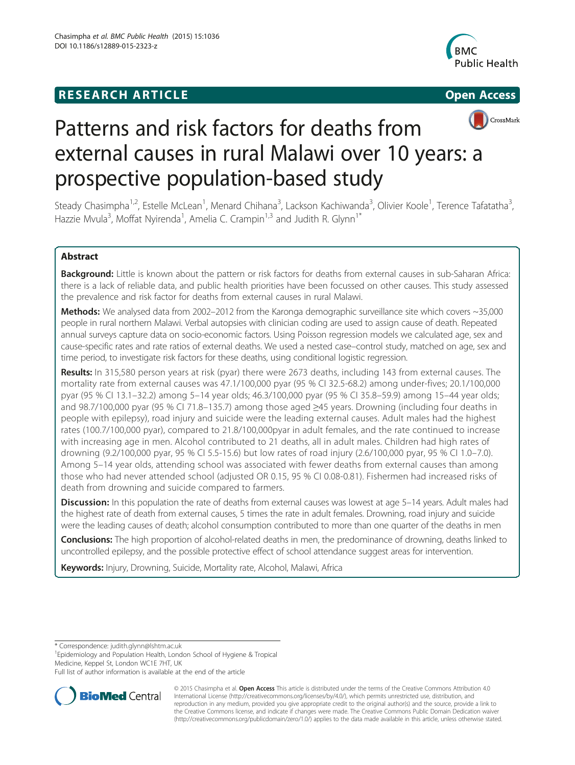RESEARCH ARTICLE

Open Access

# Patterns and risk factors for deaths from external causes in rural Malawi over 10 years: a prospective population-based study

Steady Chasimpha[1,2], Estelle McLean[1], Menard Chihana[3], Lackson Kachiwanda[3], Olivier Koole[1], Terence Tafatatha[3], Hazzie Mvula[3], Moffat Nyirenda[1], Amelia C. Crampin[1,3] and Judith R. Glynn[1*]

## Abstract

**Background:** Little is known about the pattern or risk factors for deaths from external causes in sub-Saharan Africa: there is a lack of reliable data, and public health priorities have been focussed on other causes. This study assessed the prevalence and risk factor for deaths from external causes in rural Malawi.

**Methods:** We analysed data from 2002–2012 from the Karonga demographic surveillance site which covers ~35,000 people in rural northern Malawi. Verbal autopsies with clinician coding are used to assign cause of death. Repeated annual surveys capture data on socio-economic factors. Using Poisson regression models we calculated age, sex and cause-specific rates and rate ratios of external deaths. We used a nested case–control study, matched on age, sex and time period, to investigate risk factors for these deaths, using conditional logistic regression.

**Results:** In 315,580 person years at risk (pyar) there were 2673 deaths, including 143 from external causes. The mortality rate from external causes was 47.1/100,000 pyar (95 % CI 32.5-68.2) among under-fives; 20.1/100,000 pyar (95 % CI 13.1–32.2) among 5–14 year olds; 46.3/100,000 pyar (95 % CI 35.8–59.9) among 15–44 year olds; and 98.7/100,000 pyar (95 % CI 71.8–135.7) among those aged ≥45 years. Drowning (including four deaths in people with epilepsy), road injury and suicide were the leading external causes. Adult males had the highest rates (100.7/100,000 pyar), compared to 21.8/100,000pyar in adult females, and the rate continued to increase with increasing age in men. Alcohol contributed to 21 deaths, all in adult males. Children had high rates of drowning (9.2/100,000 pyar, 95 % CI 5.5-15.6) but low rates of road injury (2.6/100,000 pyar, 95 % CI 1.0–7.0). Among 5–14 year olds, attending school was associated with fewer deaths from external causes than among those who had never attended school (adjusted OR 0.15, 95 % CI 0.08-0.81). Fishermen had increased risks of death from drowning and suicide compared to farmers.

**Discussion:** In this population the rate of deaths from external causes was lowest at age 5–14 years. Adult males had the highest rate of death from external causes, 5 times the rate in adult females. Drowning, road injury and suicide were the leading causes of death; alcohol consumption contributed to more than one quarter of the deaths in men

**Conclusions:** The high proportion of alcohol-related deaths in men, the predominance of drowning, deaths linked to uncontrolled epilepsy, and the possible protective effect of school attendance suggest areas for intervention.

**Keywords:** Injury, Drowning, Suicide, Mortality rate, Alcohol, Malawi, Africa

\* Correspondence: judith.glynn@lshtm.ac.uk
[1]Epidemiology and Population Health, London School of Hygiene & Tropical Medicine, Keppel St, London WC1E 7HT, UK
Full list of author information is available at the end of the article

© 2015 Chasimpha et al. **Open Access** This article is distributed under the terms of the Creative Commons Attribution 4.0 International License (http://creativecommons.org/licenses/by/4.0/), which permits unrestricted use, distribution, and reproduction in any medium, provided you give appropriate credit to the original author(s) and the source, provide a link to the Creative Commons license, and indicate if changes were made. The Creative Commons Public Domain Dedication waiver (http://creativecommons.org/publicdomain/zero/1.0/) applies to the data made available in this article, unless otherwise stated.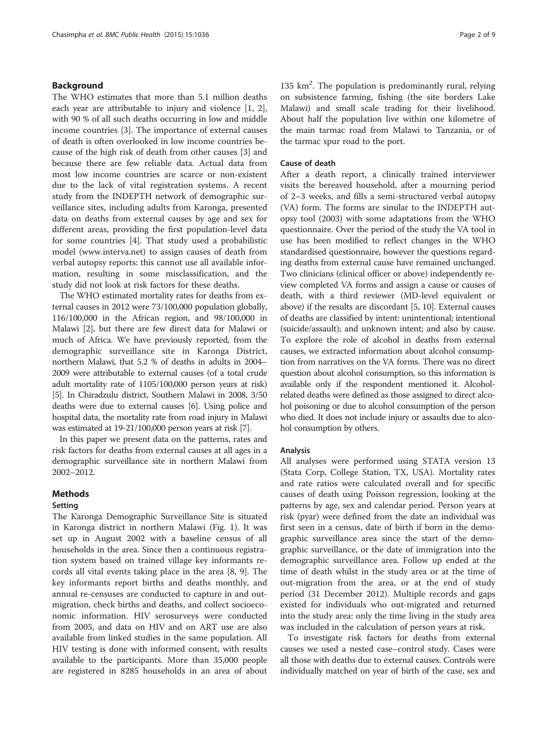## Background

The WHO estimates that more than 5.1 million deaths each year are attributable to injury and violence [1, 2], with 90 % of all such deaths occurring in low and middle income countries [3]. The importance of external causes of death is often overlooked in low income countries because of the high risk of death from other causes [3] and because there are few reliable data. Actual data from most low income countries are scarce or non-existent due to the lack of vital registration systems. A recent study from the INDEPTH network of demographic surveillance sites, including adults from Karonga, presented data on deaths from external causes by age and sex for different areas, providing the first population-level data for some countries [4]. That study used a probabilistic model (www.interva.net) to assign causes of death from verbal autopsy reports: this cannot use all available information, resulting in some misclassification, and the study did not look at risk factors for these deaths.

The WHO estimated mortality rates for deaths from external causes in 2012 were 73/100,000 population globally, 116/100,000 in the African region, and 98/100,000 in Malawi [2], but there are few direct data for Malawi or much of Africa. We have previously reported, from the demographic surveillance site in Karonga District, northern Malawi, that 5.2 % of deaths in adults in 2004–2009 were attributable to external causes (of a total crude adult mortality rate of 1105/100,000 person years at risk) [5]. In Chiradzulu district, Southern Malawi in 2008, 3/50 deaths were due to external causes [6]. Using police and hospital data, the mortality rate from road injury in Malawi was estimated at 19-21/100,000 person years at risk [7].

In this paper we present data on the patterns, rates and risk factors for deaths from external causes at all ages in a demographic surveillance site in northern Malawi from 2002–2012.

## Methods

### Setting

The Karonga Demographic Surveillance Site is situated in Karonga district in northern Malawi (Fig. 1). It was set up in August 2002 with a baseline census of all households in the area. Since then a continuous registration system based on trained village key informants records all vital events taking place in the area [8, 9]. The key informants report births and deaths monthly, and annual re-censuses are conducted to capture in and out-migration, check births and deaths, and collect socioeconomic information. HIV serosurveys were conducted from 2005, and data on HIV and on ART use are also available from linked studies in the same population. All HIV testing is done with informed consent, with results available to the participants. More than 35,000 people are registered in 8285 households in an area of about 135 km$^2$. The population is predominantly rural, relying on subsistence farming, fishing (the site borders Lake Malawi) and small scale trading for their livelihood. About half the population live within one kilometre of the main tarmac road from Malawi to Tanzania, or of the tarmac spur road to the port.

### Cause of death

After a death report, a clinically trained interviewer visits the bereaved household, after a mourning period of 2–3 weeks, and fills a semi-structured verbal autopsy (VA) form. The forms are similar to the INDEPTH autopsy tool (2003) with some adaptations from the WHO questionnaire. Over the period of the study the VA tool in use has been modified to reflect changes in the WHO standardised questionnaire, however the questions regarding deaths from external cause have remained unchanged. Two clinicians (clinical officer or above) independently review completed VA forms and assign a cause or causes of death, with a third reviewer (MD-level equivalent or above) if the results are discordant [5, 10]. External causes of deaths are classified by intent: unintentional; intentional (suicide/assault); and unknown intent; and also by cause. To explore the role of alcohol in deaths from external causes, we extracted information about alcohol consumption from narratives on the VA forms. There was no direct question about alcohol consumption, so this information is available only if the respondent mentioned it. Alcohol-related deaths were defined as those assigned to direct alcohol poisoning or due to alcohol consumption of the person who died. It does not include injury or assaults due to alcohol consumption by others.

### Analysis

All analyses were performed using STATA version 13 (Stata Corp, College Station, TX, USA). Mortality rates and rate ratios were calculated overall and for specific causes of death using Poisson regression, looking at the patterns by age, sex and calendar period. Person years at risk (pyar) were defined from the date an individual was first seen in a census, date of birth if born in the demographic surveillance area since the start of the demographic surveillance, or the date of immigration into the demographic surveillance area. Follow up ended at the time of death whilst in the study area or at the time of out-migration from the area, or at the end of study period (31 December 2012). Multiple records and gaps existed for individuals who out-migrated and returned into the study area: only the time living in the study area was included in the calculation of person years at risk.

To investigate risk factors for deaths from external causes we used a nested case–control study. Cases were all those with deaths due to external causes. Controls were individually matched on year of birth of the case, sex and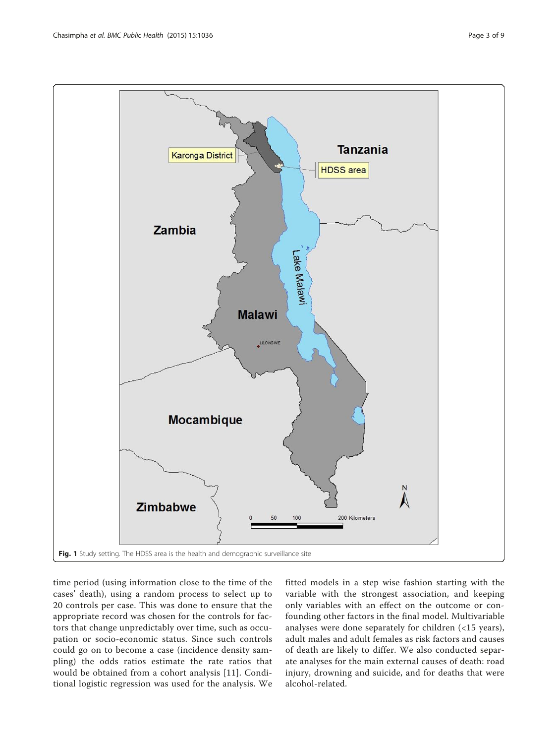Fig. 1 Study setting. The HDSS area is the health and demographic surveillance site

time period (using information close to the time of the cases' death), using a random process to select up to 20 controls per case. This was done to ensure that the appropriate record was chosen for the controls for factors that change unpredictably over time, such as occupation or socio-economic status. Since such controls could go on to become a case (incidence density sampling) the odds ratios estimate the rate ratios that would be obtained from a cohort analysis [11]. Conditional logistic regression was used for the analysis. We fitted models in a step wise fashion starting with the variable with the strongest association, and keeping only variables with an effect on the outcome or confounding other factors in the final model. Multivariable analyses were done separately for children (<15 years), adult males and adult females as risk factors and causes of death are likely to differ. We also conducted separate analyses for the main external causes of death: road injury, drowning and suicide, and for deaths that were alcohol-related.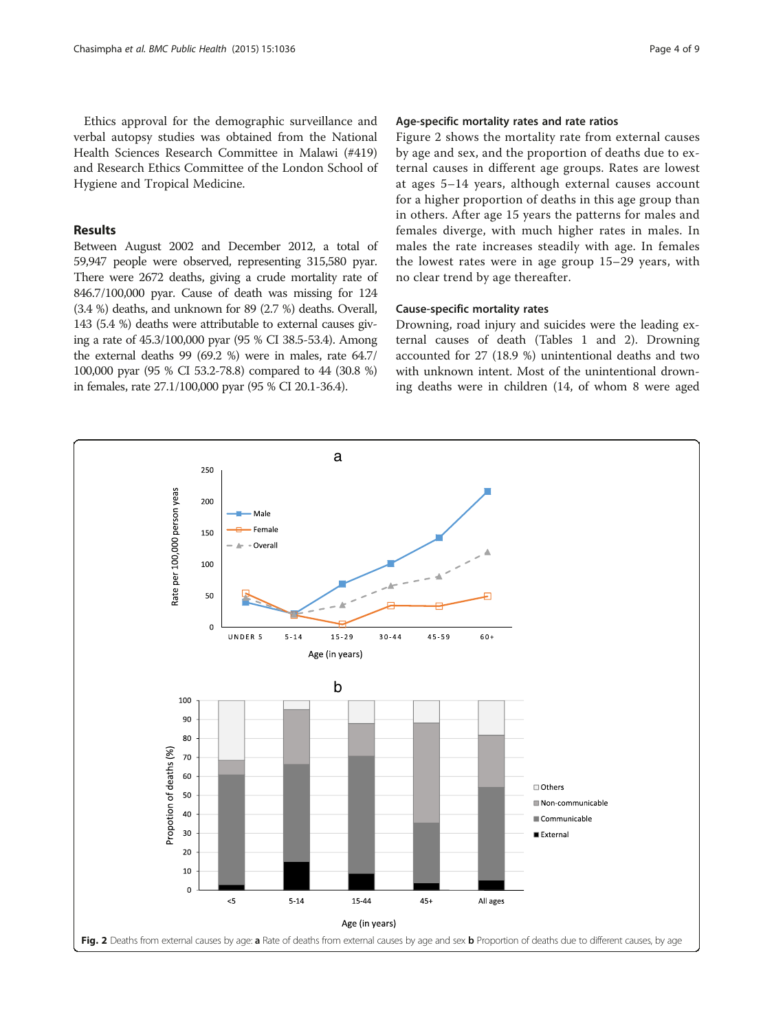Ethics approval for the demographic surveillance and verbal autopsy studies was obtained from the National Health Sciences Research Committee in Malawi (#419) and Research Ethics Committee of the London School of Hygiene and Tropical Medicine.

## Results

Between August 2002 and December 2012, a total of 59,947 people were observed, representing 315,580 pyar. There were 2672 deaths, giving a crude mortality rate of 846.7/100,000 pyar. Cause of death was missing for 124 (3.4 %) deaths, and unknown for 89 (2.7 %) deaths. Overall, 143 (5.4 %) deaths were attributable to external causes giving a rate of 45.3/100,000 pyar (95 % CI 38.5-53.4). Among the external deaths 99 (69.2 %) were in males, rate 64.7/100,000 pyar (95 % CI 53.2-78.8) compared to 44 (30.8 %) in females, rate 27.1/100,000 pyar (95 % CI 20.1-36.4).

### Age-specific mortality rates and rate ratios

Figure 2 shows the mortality rate from external causes by age and sex, and the proportion of deaths due to external causes in different age groups. Rates are lowest at ages 5–14 years, although external causes account for a higher proportion of deaths in this age group than in others. After age 15 years the patterns for males and females diverge, with much higher rates in males. In males the rate increases steadily with age. In females the lowest rates were in age group 15–29 years, with no clear trend by age thereafter.

### Cause-specific mortality rates

Drowning, road injury and suicides were the leading external causes of death (Tables 1 and 2). Drowning accounted for 27 (18.9 %) unintentional deaths and two with unknown intent. Most of the unintentional drowning deaths were in children (14, of whom 8 were aged

**Fig. 2** Deaths from external causes by age: **a** Rate of deaths from external causes by age and sex **b** Proportion of deaths due to different causes, by age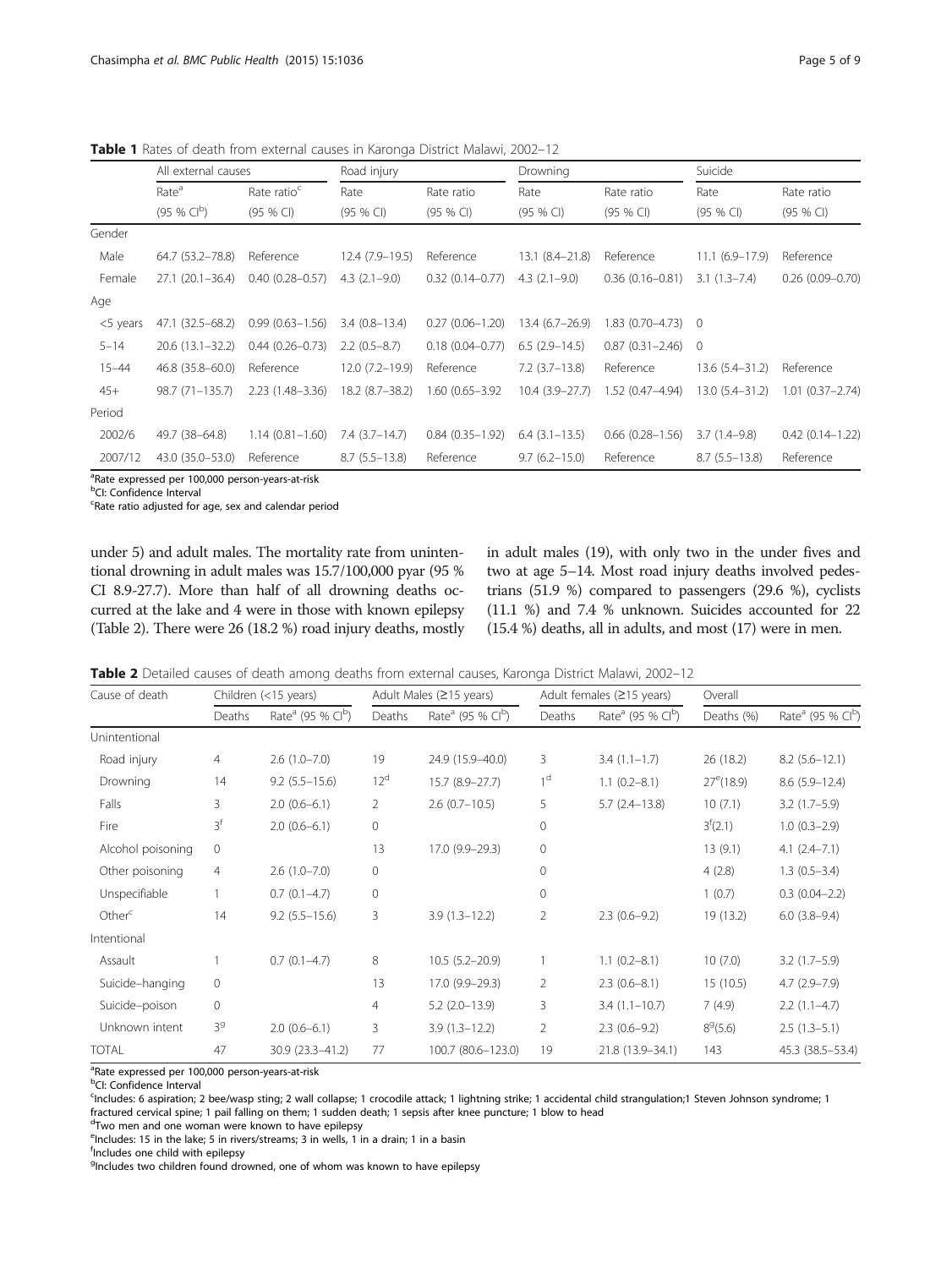**Table 1** Rates of death from external causes in Karonga District Malawi, 2002–12

| | All external causes | | Road injury | | Drowning | | Suicide | |
|---|---|---|---|---|---|---|---|---|
| | Rate[a] (95 % CI[b]) | Rate ratio[c] (95 % CI) | Rate (95 % CI) | Rate ratio (95 % CI) | Rate (95 % CI) | Rate ratio (95 % CI) | Rate (95 % CI) | Rate ratio (95 % CI) |
| Gender | | | | | | | | |
| Male | 64.7 (53.2–78.8) | Reference | 12.4 (7.9–19.5) | Reference | 13.1 (8.4–21.8) | Reference | 11.1 (6.9–17.9) | Reference |
| Female | 27.1 (20.1–36.4) | 0.40 (0.28–0.57) | 4.3 (2.1–9.0) | 0.32 (0.14–0.77) | 4.3 (2.1–9.0) | 0.36 (0.16–0.81) | 3.1 (1.3–7.4) | 0.26 (0.09–0.70) |
| Age | | | | | | | | |
| <5 years | 47.1 (32.5–68.2) | 0.99 (0.63–1.56) | 3.4 (0.8–13.4) | 0.27 (0.06–1.20) | 13.4 (6.7–26.9) | 1.83 (0.70–4.73) | 0 | |
| 5–14 | 20.6 (13.1–32.2) | 0.44 (0.26–0.73) | 2.2 (0.5–8.7) | 0.18 (0.04–0.77) | 6.5 (2.9–14.5) | 0.87 (0.31–2.46) | 0 | |
| 15–44 | 46.8 (35.8–60.0) | Reference | 12.0 (7.2–19.9) | Reference | 7.2 (3.7–13.8) | Reference | 13.6 (5.4–31.2) | Reference |
| 45+ | 98.7 (71–135.7) | 2.23 (1.48–3.36) | 18.2 (8.7–38.2) | 1.60 (0.65–3.92 | 10.4 (3.9–27.7) | 1.52 (0.47–4.94) | 13.0 (5.4–31.2) | 1.01 (0.37–2.74) |
| Period | | | | | | | | |
| 2002/6 | 49.7 (38–64.8) | 1.14 (0.81–1.60) | 7.4 (3.7–14.7) | 0.84 (0.35–1.92) | 6.4 (3.1–13.5) | 0.66 (0.28–1.56) | 3.7 (1.4–9.8) | 0.42 (0.14–1.22) |
| 2007/12 | 43.0 (35.0–53.0) | Reference | 8.7 (5.5–13.8) | Reference | 9.7 (6.2–15.0) | Reference | 8.7 (5.5–13.8) | Reference |

[a]Rate expressed per 100,000 person-years-at-risk
[b]CI: Confidence Interval
[c]Rate ratio adjusted for age, sex and calendar period

under 5) and adult males. The mortality rate from unintentional drowning in adult males was 15.7/100,000 pyar (95 % CI 8.9-27.7). More than half of all drowning deaths occurred at the lake and 4 were in those with known epilepsy (Table 2). There were 26 (18.2 %) road injury deaths, mostly in adult males (19), with only two in the under fives and two at age 5–14. Most road injury deaths involved pedestrians (51.9 %) compared to passengers (29.6 %), cyclists (11.1 %) and 7.4 % unknown. Suicides accounted for 22 (15.4 %) deaths, all in adults, and most (17) were in men.

**Table 2** Detailed causes of death among deaths from external causes, Karonga District Malawi, 2002–12

| Cause of death | Children (<15 years) | | Adult Males (≥15 years) | | Adult females (≥15 years) | | Overall | |
|---|---|---|---|---|---|---|---|---|
| | Deaths | Rate[a] (95 % CI[b]) | Deaths | Rate[a] (95 % CI[b]) | Deaths | Rate[a] (95 % CI[b]) | Deaths (%) | Rate[a] (95 % CI[b]) |
| Unintentional | | | | | | | | |
| Road injury | 4 | 2.6 (1.0–7.0) | 19 | 24.9 (15.9–40.0) | 3 | 3.4 (1.1–1.7) | 26 (18.2) | 8.2 (5.6–12.1) |
| Drowning | 14 | 9.2 (5.5–15.6) | 12[d] | 15.7 (8.9–27.7) | 1[d] | 1.1 (0.2–8.1) | 27[e](18.9) | 8.6 (5.9–12.4) |
| Falls | 3 | 2.0 (0.6–6.1) | 2 | 2.6 (0.7–10.5) | 5 | 5.7 (2.4–13.8) | 10 (7.1) | 3.2 (1.7–5.9) |
| Fire | 3[f] | 2.0 (0.6–6.1) | 0 | | 0 | | 3[f](2.1) | 1.0 (0.3–2.9) |
| Alcohol poisoning | 0 | | 13 | 17.0 (9.9–29.3) | 0 | | 13 (9.1) | 4.1 (2.4–7.1) |
| Other poisoning | 4 | 2.6 (1.0–7.0) | 0 | | 0 | | 4 (2.8) | 1.3 (0.5–3.4) |
| Unspecifiable | 1 | 0.7 (0.1–4.7) | 0 | | 0 | | 1 (0.7) | 0.3 (0.04–2.2) |
| Other[c] | 14 | 9.2 (5.5–15.6) | 3 | 3.9 (1.3–12.2) | 2 | 2.3 (0.6–9.2) | 19 (13.2) | 6.0 (3.8–9.4) |
| Intentional | | | | | | | | |
| Assault | 1 | 0.7 (0.1–4.7) | 8 | 10.5 (5.2–20.9) | 1 | 1.1 (0.2–8.1) | 10 (7.0) | 3.2 (1.7–5.9) |
| Suicide–hanging | 0 | | 13 | 17.0 (9.9–29.3) | 2 | 2.3 (0.6–8.1) | 15 (10.5) | 4.7 (2.9–7.9) |
| Suicide–poison | 0 | | 4 | 5.2 (2.0–13.9) | 3 | 3.4 (1.1–10.7) | 7 (4.9) | 2.2 (1.1–4.7) |
| Unknown intent | 3[g] | 2.0 (0.6–6.1) | 3 | 3.9 (1.3–12.2) | 2 | 2.3 (0.6–9.2) | 8[g](5.6) | 2.5 (1.3–5.1) |
| TOTAL | 47 | 30.9 (23.3–41.2) | 77 | 100.7 (80.6–123.0) | 19 | 21.8 (13.9–34.1) | 143 | 45.3 (38.5–53.4) |

[a]Rate expressed per 100,000 person-years-at-risk
[b]CI: Confidence Interval
[c]Includes: 6 aspiration; 2 bee/wasp sting; 2 wall collapse; 1 crocodile attack; 1 lightning strike; 1 accidental child strangulation;1 Steven Johnson syndrome; 1 fractured cervical spine; 1 pail falling on them; 1 sudden death; 1 sepsis after knee puncture; 1 blow to head
[d]Two men and one woman were known to have epilepsy
[e]Includes: 15 in the lake; 5 in rivers/streams; 3 in wells, 1 in a drain; 1 in a basin
[f]Includes one child with epilepsy
[g]Includes two children found drowned, one of whom was known to have epilepsy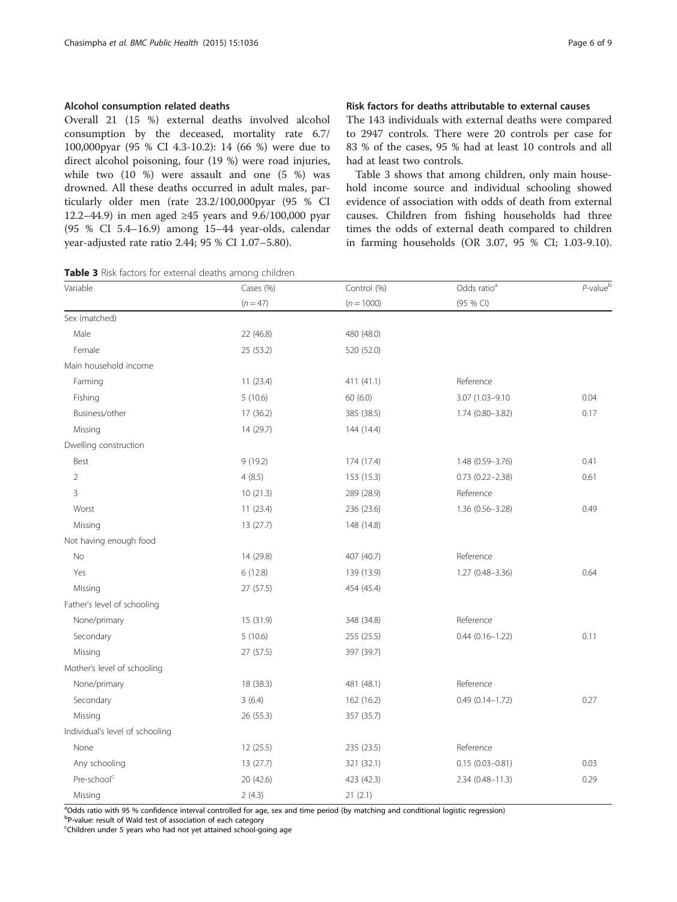### Alcohol consumption related deaths

Overall 21 (15 %) external deaths involved alcohol consumption by the deceased, mortality rate 6.7/ 100,000pyar (95 % CI 4.3-10.2): 14 (66 %) were due to direct alcohol poisoning, four (19 %) were road injuries, while two (10 %) were assault and one (5 %) was drowned. All these deaths occurred in adult males, particularly older men (rate 23.2/100,000pyar (95 % CI 12.2–44.9) in men aged ≥45 years and 9.6/100,000 pyar (95 % CI 5.4–16.9) among 15–44 year-olds, calendar year-adjusted rate ratio 2.44; 95 % CI 1.07–5.80).

### Risk factors for deaths attributable to external causes

The 143 individuals with external deaths were compared to 2947 controls. There were 20 controls per case for 83 % of the cases, 95 % had at least 10 controls and all had at least two controls.

Table 3 shows that among children, only main household income source and individual schooling showed evidence of association with odds of death from external causes. Children from fishing households had three times the odds of external death compared to children in farming households (OR 3.07, 95 % CI; 1.03-9.10).

**Table 3** Risk factors for external deaths among children

| Variable | Cases (%) | Control (%) | Odds ratio[a] | *P*-value[b] |
|---|---|---|---|---|
| | (*n* = 47) | (*n* = 1000) | (95 % CI) | |
| Sex (matched) | | | | |
| Male | 22 (46.8) | 480 (48.0) | | |
| Female | 25 (53.2) | 520 (52.0) | | |
| Main household income | | | | |
| Farming | 11 (23.4) | 411 (41.1) | Reference | |
| Fishing | 5 (10.6) | 60 (6.0) | 3.07 (1.03–9.10 | 0.04 |
| Business/other | 17 (36.2) | 385 (38.5) | 1.74 (0.80–3.82) | 0.17 |
| Missing | 14 (29.7) | 144 (14.4) | | |
| Dwelling construction | | | | |
| Best | 9 (19.2) | 174 (17.4) | 1.48 (0.59–3.76) | 0.41 |
| 2 | 4 (8.5) | 153 (15.3) | 0.73 (0.22–2.38) | 0.61 |
| 3 | 10 (21.3) | 289 (28.9) | Reference | |
| Worst | 11 (23.4) | 236 (23.6) | 1.36 (0.56–3.28) | 0.49 |
| Missing | 13 (27.7) | 148 (14.8) | | |
| Not having enough food | | | | |
| No | 14 (29.8) | 407 (40.7) | Reference | |
| Yes | 6 (12.8) | 139 (13.9) | 1.27 (0.48–3.36) | 0.64 |
| Missing | 27 (57.5) | 454 (45.4) | | |
| Father's level of schooling | | | | |
| None/primary | 15 (31.9) | 348 (34.8) | Reference | |
| Secondary | 5 (10.6) | 255 (25.5) | 0.44 (0.16–1.22) | 0.11 |
| Missing | 27 (57.5) | 397 (39.7) | | |
| Mother's level of schooling | | | | |
| None/primary | 18 (38.3) | 481 (48.1) | Reference | |
| Secondary | 3 (6.4) | 162 (16.2) | 0.49 (0.14–1.72) | 0.27 |
| Missing | 26 (55.3) | 357 (35.7) | | |
| Individual's level of schooling | | | | |
| None | 12 (25.5) | 235 (23.5) | Reference | |
| Any schooling | 13 (27.7) | 321 (32.1) | 0.15 (0.03–0.81) | 0.03 |
| Pre-school[c] | 20 (42.6) | 423 (42.3) | 2.34 (0.48–11.3) | 0.29 |
| Missing | 2 (4.3) | 21 (2.1) | | |

[a]Odds ratio with 95 % confidence interval controlled for age, sex and time period (by matching and conditional logistic regression)
[b]P-value: result of Wald test of association of each category
[c]Children under 5 years who had not yet attained school-going age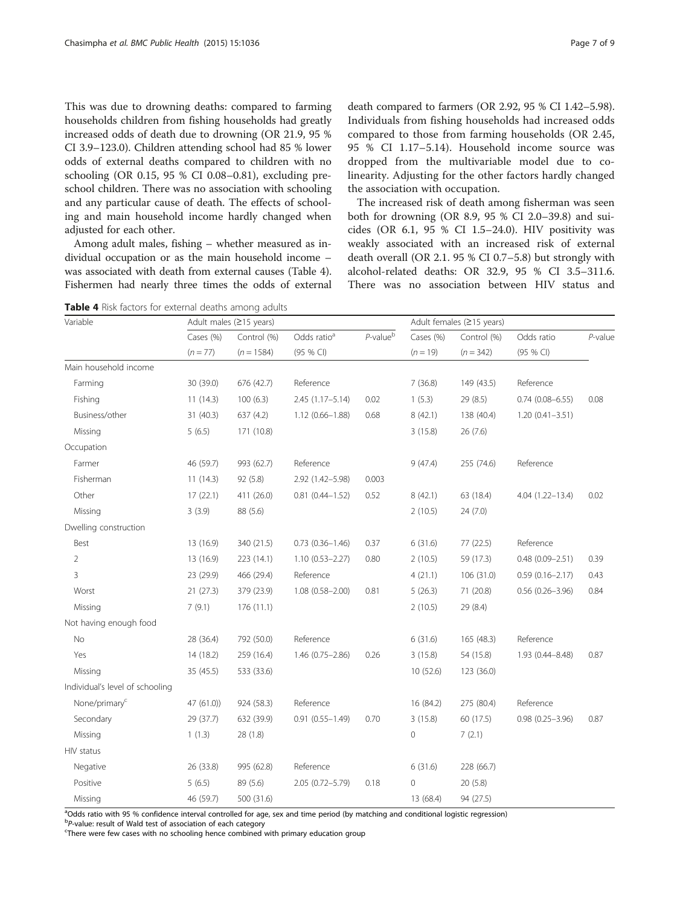This was due to drowning deaths: compared to farming households children from fishing households had greatly increased odds of death due to drowning (OR 21.9, 95 % CI 3.9–123.0). Children attending school had 85 % lower odds of external deaths compared to children with no schooling (OR 0.15, 95 % CI 0.08–0.81), excluding pre-school children. There was no association with schooling and any particular cause of death. The effects of schooling and main household income hardly changed when adjusted for each other.

Among adult males, fishing – whether measured as individual occupation or as the main household income – was associated with death from external causes (Table 4). Fishermen had nearly three times the odds of external death compared to farmers (OR 2.92, 95 % CI 1.42–5.98). Individuals from fishing households had increased odds compared to those from farming households (OR 2.45, 95 % CI 1.17–5.14). Household income source was dropped from the multivariable model due to co-linearity. Adjusting for the other factors hardly changed the association with occupation.

The increased risk of death among fisherman was seen both for drowning (OR 8.9, 95 % CI 2.0–39.8) and suicides (OR 6.1, 95 % CI 1.5–24.0). HIV positivity was weakly associated with an increased risk of external death overall (OR 2.1. 95 % CI 0.7–5.8) but strongly with alcohol-related deaths: OR 32.9, 95 % CI 3.5–311.6. There was no association between HIV status and

**Table 4** Risk factors for external deaths among adults

| Variable | Adult males (≥15 years) | | | | Adult females (≥15 years) | | | |
|---|---|---|---|---|---|---|---|---|
| | Cases (%) ($n = 77$) | Control (%) ($n = 1584$) | Odds ratio[a] (95 % CI) | *P*-value[b] | Cases (%) ($n = 19$) | Control (%) ($n = 342$) | Odds ratio (95 % CI) | *P*-value |
| Main household income | | | | | | | | |
| Farming | 30 (39.0) | 676 (42.7) | Reference | | 7 (36.8) | 149 (43.5) | Reference | |
| Fishing | 11 (14.3) | 100 (6.3) | 2.45 (1.17–5.14) | 0.02 | 1 (5.3) | 29 (8.5) | 0.74 (0.08–6.55) | 0.08 |
| Business/other | 31 (40.3) | 637 (4.2) | 1.12 (0.66–1.88) | 0.68 | 8 (42.1) | 138 (40.4) | 1.20 (0.41–3.51) | |
| Missing | 5 (6.5) | 171 (10.8) | | | 3 (15.8) | 26 (7.6) | | |
| Occupation | | | | | | | | |
| Farmer | 46 (59.7) | 993 (62.7) | Reference | | 9 (47.4) | 255 (74.6) | Reference | |
| Fisherman | 11 (14.3) | 92 (5.8) | 2.92 (1.42–5.98) | 0.003 | | | | |
| Other | 17 (22.1) | 411 (26.0) | 0.81 (0.44–1.52) | 0.52 | 8 (42.1) | 63 (18.4) | 4.04 (1.22–13.4) | 0.02 |
| Missing | 3 (3.9) | 88 (5.6) | | | 2 (10.5) | 24 (7.0) | | |
| Dwelling construction | | | | | | | | |
| Best | 13 (16.9) | 340 (21.5) | 0.73 (0.36–1.46) | 0.37 | 6 (31.6) | 77 (22.5) | Reference | |
| 2 | 13 (16.9) | 223 (14.1) | 1.10 (0.53–2.27) | 0.80 | 2 (10.5) | 59 (17.3) | 0.48 (0.09–2.51) | 0.39 |
| 3 | 23 (29.9) | 466 (29.4) | Reference | | 4 (21.1) | 106 (31.0) | 0.59 (0.16–2.17) | 0.43 |
| Worst | 21 (27.3) | 379 (23.9) | 1.08 (0.58–2.00) | 0.81 | 5 (26.3) | 71 (20.8) | 0.56 (0.26–3.96) | 0.84 |
| Missing | 7 (9.1) | 176 (11.1) | | | 2 (10.5) | 29 (8.4) | | |
| Not having enough food | | | | | | | | |
| No | 28 (36.4) | 792 (50.0) | Reference | | 6 (31.6) | 165 (48.3) | Reference | |
| Yes | 14 (18.2) | 259 (16.4) | 1.46 (0.75–2.86) | 0.26 | 3 (15.8) | 54 (15.8) | 1.93 (0.44–8.48) | 0.87 |
| Missing | 35 (45.5) | 533 (33.6) | | | 10 (52.6) | 123 (36.0) | | |
| Individual's level of schooling | | | | | | | | |
| None/primary[c] | 47 (61.0)) | 924 (58.3) | Reference | | 16 (84.2) | 275 (80.4) | Reference | |
| Secondary | 29 (37.7) | 632 (39.9) | 0.91 (0.55–1.49) | 0.70 | 3 (15.8) | 60 (17.5) | 0.98 (0.25–3.96) | 0.87 |
| Missing | 1 (1.3) | 28 (1.8) | | | 0 | 7 (2.1) | | |
| HIV status | | | | | | | | |
| Negative | 26 (33.8) | 995 (62.8) | Reference | | 6 (31.6) | 228 (66.7) | | |
| Positive | 5 (6.5) | 89 (5.6) | 2.05 (0.72–5.79) | 0.18 | 0 | 20 (5.8) | | |
| Missing | 46 (59.7) | 500 (31.6) | | | 13 (68.4) | 94 (27.5) | | |

[a]Odds ratio with 95 % confidence interval controlled for age, sex and time period (by matching and conditional logistic regression)
[b]*P*-value: result of Wald test of association of each category
[c]There were few cases with no schooling hence combined with primary education group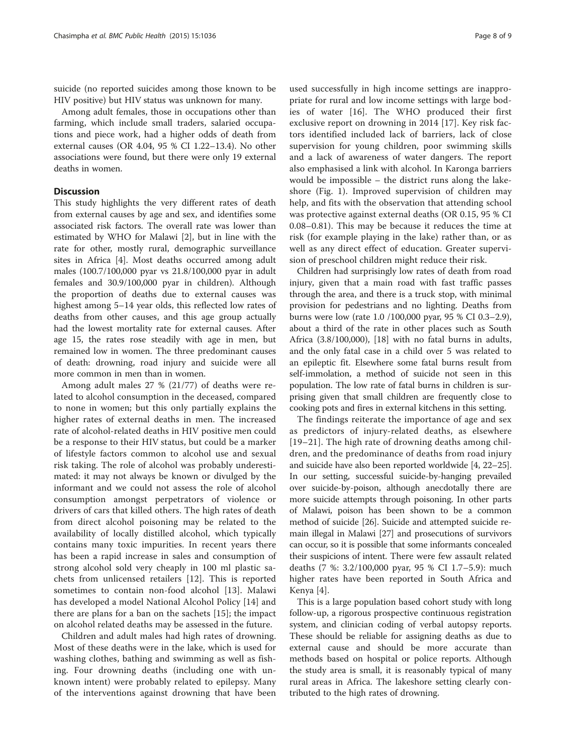suicide (no reported suicides among those known to be HIV positive) but HIV status was unknown for many.

Among adult females, those in occupations other than farming, which include small traders, salaried occupations and piece work, had a higher odds of death from external causes (OR 4.04, 95 % CI 1.22–13.4). No other associations were found, but there were only 19 external deaths in women.

## Discussion

This study highlights the very different rates of death from external causes by age and sex, and identifies some associated risk factors. The overall rate was lower than estimated by WHO for Malawi [2], but in line with the rate for other, mostly rural, demographic surveillance sites in Africa [4]. Most deaths occurred among adult males (100.7/100,000 pyar vs 21.8/100,000 pyar in adult females and 30.9/100,000 pyar in children). Although the proportion of deaths due to external causes was highest among 5–14 year olds, this reflected low rates of deaths from other causes, and this age group actually had the lowest mortality rate for external causes. After age 15, the rates rose steadily with age in men, but remained low in women. The three predominant causes of death: drowning, road injury and suicide were all more common in men than in women.

Among adult males 27 % (21/77) of deaths were related to alcohol consumption in the deceased, compared to none in women; but this only partially explains the higher rates of external deaths in men. The increased rate of alcohol-related deaths in HIV positive men could be a response to their HIV status, but could be a marker of lifestyle factors common to alcohol use and sexual risk taking. The role of alcohol was probably underestimated: it may not always be known or divulged by the informant and we could not assess the role of alcohol consumption amongst perpetrators of violence or drivers of cars that killed others. The high rates of death from direct alcohol poisoning may be related to the availability of locally distilled alcohol, which typically contains many toxic impurities. In recent years there has been a rapid increase in sales and consumption of strong alcohol sold very cheaply in 100 ml plastic sachets from unlicensed retailers [12]. This is reported sometimes to contain non-food alcohol [13]. Malawi has developed a model National Alcohol Policy [14] and there are plans for a ban on the sachets [15]; the impact on alcohol related deaths may be assessed in the future.

Children and adult males had high rates of drowning. Most of these deaths were in the lake, which is used for washing clothes, bathing and swimming as well as fishing. Four drowning deaths (including one with unknown intent) were probably related to epilepsy. Many of the interventions against drowning that have been used successfully in high income settings are inappropriate for rural and low income settings with large bodies of water [16]. The WHO produced their first exclusive report on drowning in 2014 [17]. Key risk factors identified included lack of barriers, lack of close supervision for young children, poor swimming skills and a lack of awareness of water dangers. The report also emphasised a link with alcohol. In Karonga barriers would be impossible – the district runs along the lakeshore (Fig. 1). Improved supervision of children may help, and fits with the observation that attending school was protective against external deaths (OR 0.15, 95 % CI 0.08–0.81). This may be because it reduces the time at risk (for example playing in the lake) rather than, or as well as any direct effect of education. Greater supervision of preschool children might reduce their risk.

Children had surprisingly low rates of death from road injury, given that a main road with fast traffic passes through the area, and there is a truck stop, with minimal provision for pedestrians and no lighting. Deaths from burns were low (rate 1.0 /100,000 pyar, 95 % CI 0.3–2.9), about a third of the rate in other places such as South Africa (3.8/100,000), [18] with no fatal burns in adults, and the only fatal case in a child over 5 was related to an epileptic fit. Elsewhere some fatal burns result from self-immolation, a method of suicide not seen in this population. The low rate of fatal burns in children is surprising given that small children are frequently close to cooking pots and fires in external kitchens in this setting.

The findings reiterate the importance of age and sex as predictors of injury-related deaths, as elsewhere [19–21]. The high rate of drowning deaths among children, and the predominance of deaths from road injury and suicide have also been reported worldwide [4, 22–25]. In our setting, successful suicide-by-hanging prevailed over suicide-by-poison, although anecdotally there are more suicide attempts through poisoning. In other parts of Malawi, poison has been shown to be a common method of suicide [26]. Suicide and attempted suicide remain illegal in Malawi [27] and prosecutions of survivors can occur, so it is possible that some informants concealed their suspicions of intent. There were few assault related deaths (7 %: 3.2/100,000 pyar, 95 % CI 1.7–5.9): much higher rates have been reported in South Africa and Kenya [4].

This is a large population based cohort study with long follow-up, a rigorous prospective continuous registration system, and clinician coding of verbal autopsy reports. These should be reliable for assigning deaths as due to external cause and should be more accurate than methods based on hospital or police reports. Although the study area is small, it is reasonably typical of many rural areas in Africa. The lakeshore setting clearly contributed to the high rates of drowning.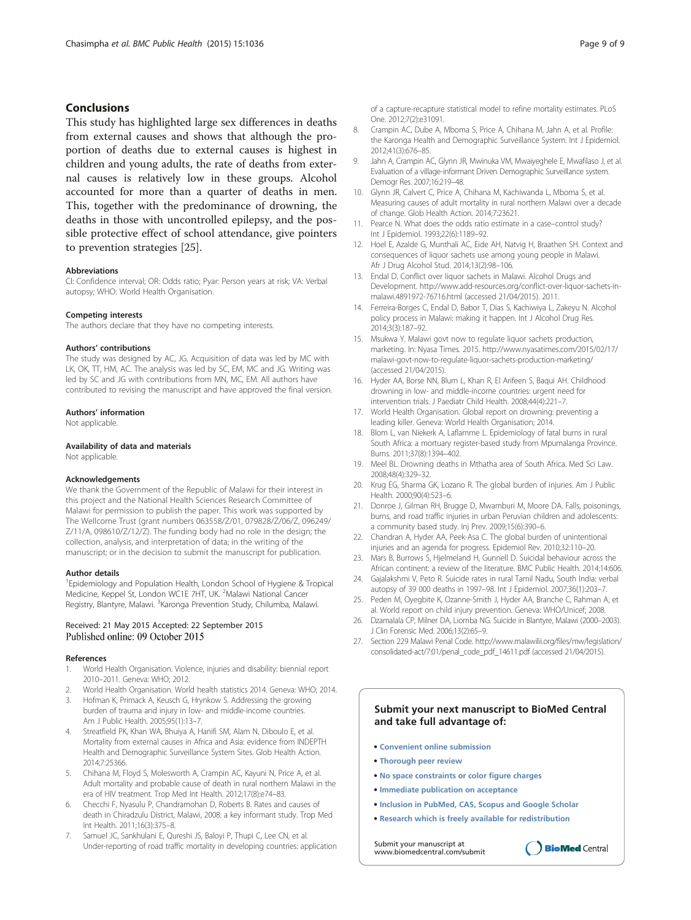## Conclusions

This study has highlighted large sex differences in deaths from external causes and shows that although the proportion of deaths due to external causes is highest in children and young adults, the rate of deaths from external causes is relatively low in these groups. Alcohol accounted for more than a quarter of deaths in men. This, together with the predominance of drowning, the deaths in those with uncontrolled epilepsy, and the possible protective effect of school attendance, give pointers to prevention strategies [25].

### Abbreviations

CI: Confidence interval; OR: Odds ratio; Pyar: Person years at risk; VA: Verbal autopsy; WHO: World Health Organisation.

### Competing interests

The authors declare that they have no competing interests.

### Authors' contributions

The study was designed by AC, JG. Acquisition of data was led by MC with LK, OK, TT, HM, AC. The analysis was led by SC, EM, MC and JG. Writing was led by SC and JG with contributions from MN, MC, EM. All authors have contributed to revising the manuscript and have approved the final version.

### Authors' information

Not applicable.

### Availability of data and materials

Not applicable.

### Acknowledgements

We thank the Government of the Republic of Malawi for their interest in this project and the National Health Sciences Research Committee of Malawi for permission to publish the paper. This work was supported by The Wellcome Trust (grant numbers 063558/Z/01, 079828/Z/06/Z, 096249/Z/11/A, 098610/Z/12/Z). The funding body had no role in the design; the collection, analysis, and interpretation of data; in the writing of the manuscript; or in the decision to submit the manuscript for publication.

### Author details

[1]Epidemiology and Population Health, London School of Hygiene & Tropical Medicine, Keppel St, London WC1E 7HT, UK. [2]Malawi National Cancer Registry, Blantyre, Malawi. [3]Karonga Prevention Study, Chilumba, Malawi.

Received: 21 May 2015 Accepted: 22 September 2015
Published online: 09 October 2015

### References

1. World Health Organisation. Violence, injuries and disability: biennial report 2010–2011. Geneva: WHO; 2012.
2. World Health Organisation. World health statistics 2014. Geneva: WHO; 2014.
3. Hofman K, Primack A, Keusch G, Hrynkow S. Addressing the growing burden of trauma and injury in low- and middle-income countries. Am J Public Health. 2005;95(1):13–7.
4. Streatfield PK, Khan WA, Bhuiya A, Hanifi SM, Alam N, Diboulo E, et al. Mortality from external causes in Africa and Asia: evidence from INDEPTH Health and Demographic Surveillance System Sites. Glob Health Action. 2014;7:25366.
5. Chihana M, Floyd S, Molesworth A, Crampin AC, Kayuni N, Price A, et al. Adult mortality and probable cause of death in rural northern Malawi in the era of HIV treatment. Trop Med Int Health. 2012;17(8):e74–83.
6. Checchi F, Nyasulu P, Chandramohan D, Roberts B. Rates and causes of death in Chiradzulu District, Malawi, 2008: a key informant study. Trop Med Int Health. 2011;16(3):375–8.
7. Samuel JC, Sankhulani E, Qureshi JS, Baloyi P, Thupi C, Lee CN, et al. Under-reporting of road traffic mortality in developing countries: application of a capture-recapture statistical model to refine mortality estimates. PLoS One. 2012;7(2):e31091.
8. Crampin AC, Dube A, Mboma S, Price A, Chihana M, Jahn A, et al. Profile: the Karonga Health and Demographic Surveillance System. Int J Epidemiol. 2012;41(3):676–85.
9. Jahn A, Crampin AC, Glynn JR, Mwinuka VM, Mwaiyeghele E, Mwafilaso J, et al. Evaluation of a village-informant Driven Demographic Surveillance system. Demogr Res. 2007;16:219–48.
10. Glynn JR, Calvert C, Price A, Chihana M, Kachiwanda L, Mboma S, et al. Measuring causes of adult mortality in rural northern Malawi over a decade of change. Glob Health Action. 2014;7:23621.
11. Pearce N. What does the odds ratio estimate in a case–control study? Int J Epidemiol. 1993;22(6):1189–92.
12. Hoel E, Azalde G, Munthali AC, Eide AH, Natvig H, Braathen SH. Context and consequences of liquor sachets use among young people in Malawi. Afr J Drug Alcohol Stud. 2014;13(2):98–106.
13. Endal D. Conflict over liquor sachets in Malawi. Alcohol Drugs and Development. http://www.add-resources.org/conflict-over-liquor-sachets-in-malawi.4891972-76716.html (accessed 21/04/2015). 2011.
14. Ferreira-Borges C, Endal D, Babor T, Dias S, Kachiwiya L, Zakeyu N. Alcohol policy process in Malawi: making it happen. Int J Alcohol Drug Res. 2014;3(3):187–92.
15. Msukwa Y. Malawi govt now to regulate liquor sachets production, marketing. In: Nyasa Times. 2015. http://www.nyasatimes.com/2015/02/17/malawi-govt-now-to-regulate-liquor-sachets-production-marketing/ (accessed 21/04/2015).
16. Hyder AA, Borse NN, Blum L, Khan R, El Arifeen S, Baqui AH. Childhood drowning in low- and middle-income countries: urgent need for intervention trials. J Paediatr Child Health. 2008;44(4):221–7.
17. World Health Organisation. Global report on drowning: preventing a leading killer. Geneva: World Health Organisation; 2014.
18. Blom L, van Niekerk A, Laflamme L. Epidemiology of fatal burns in rural South Africa: a mortuary register-based study from Mpumalanga Province. Burns. 2011;37(8):1394–402.
19. Meel BL. Drowning deaths in Mthatha area of South Africa. Med Sci Law. 2008;48(4):329–32.
20. Krug EG, Sharma GK, Lozano R. The global burden of injuries. Am J Public Health. 2000;90(4):523–6.
21. Donroe J, Gilman RH, Brugge D, Mwamburi M, Moore DA. Falls, poisonings, burns, and road traffic injuries in urban Peruvian children and adolescents: a community based study. Inj Prev. 2009;15(6):390–6.
22. Chandran A, Hyder AA, Peek-Asa C. The global burden of unintentional injuries and an agenda for progress. Epidemiol Rev. 2010;32:110–20.
23. Mars B, Burrows S, Hjelmeland H, Gunnell D. Suicidal behaviour across the African continent: a review of the literature. BMC Public Health. 2014;14:606.
24. Gajalakshmi V, Peto R. Suicide rates in rural Tamil Nadu, South India: verbal autopsy of 39 000 deaths in 1997–98. Int J Epidemiol. 2007;36(1):203–7.
25. Peden M, Oyegbite K, Ozanne-Smith J, Hyder AA, Branche C, Rahman A, et al. World report on child injury prevention. Geneva: WHO/Unicef; 2008.
26. Dzamalala CP, Milner DA, Liomba NG. Suicide in Blantyre, Malawi (2000–2003). J Clin Forensic Med. 2006;13(2):65–9.
27. Section 229 Malawi Penal Code. http://www.malawilii.org/files/mw/legislation/consolidated-act/7:01/penal_code_pdf_14611.pdf (accessed 21/04/2015).

**Submit your next manuscript to BioMed Central and take full advantage of:**

- Convenient online submission
- Thorough peer review
- No space constraints or color figure charges
- Immediate publication on acceptance
- Inclusion in PubMed, CAS, Scopus and Google Scholar
- Research which is freely available for redistribution

Submit your manuscript at
www.biomedcentral.com/submit

BioMed Central